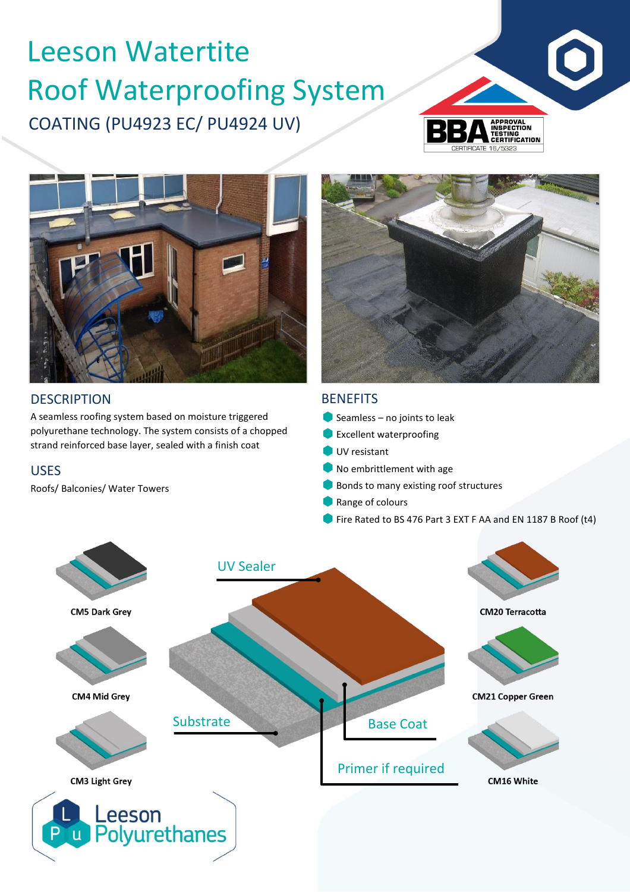# Leeson Watertite Roof Waterproofing System

## COATING (PU4923 EC/ PU4924 UV)

BBA APPROVAL INSPECTION TESTING CERTIFICATION
CERTIFICATE 16/5323

## DESCRIPTION

A seamless roofing system based on moisture triggered polyurethane technology. The system consists of a chopped strand reinforced base layer, sealed with a finish coat

## USES

Roofs/ Balconies/ Water Towers

## BENEFITS

- Seamless – no joints to leak
- Excellent waterproofing
- UV resistant
- No embrittlement with age
- Bonds to many existing roof structures
- Range of colours
- Fire Rated to BS 476 Part 3 EXT F AA and EN 1187 B Roof (t4)

UV Sealer
Substrate
Base Coat
Primer if required

CM5 Dark Grey
CM4 Mid Grey
CM3 Light Grey
CM20 Terracotta
CM21 Copper Green
CM16 White

Leeson Polyurethanes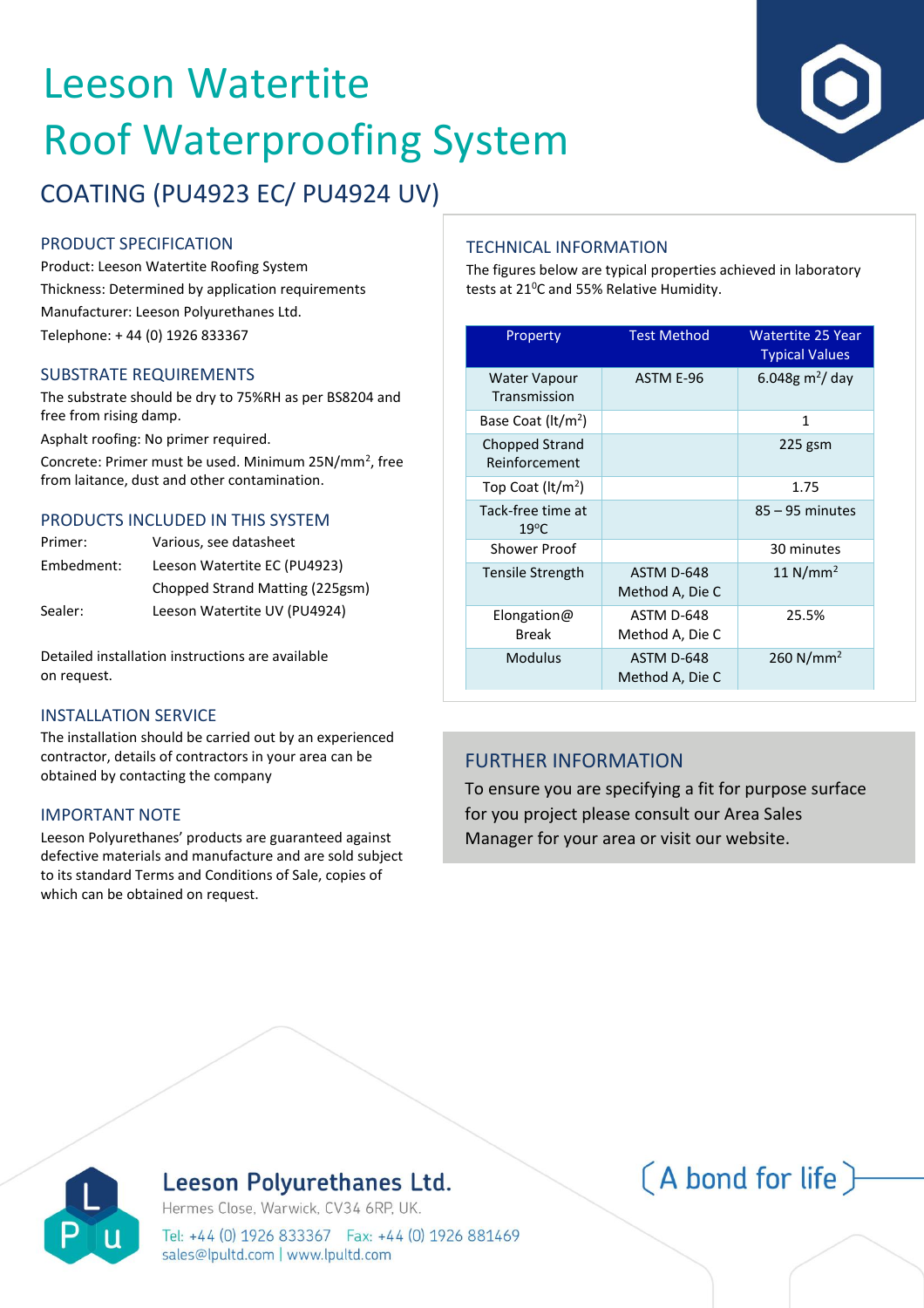# Leeson Watertite Roof Waterproofing System

## COATING (PU4923 EC/ PU4924 UV)

### PRODUCT SPECIFICATION

Product: Leeson Watertite Roofing System
Thickness: Determined by application requirements
Manufacturer: Leeson Polyurethanes Ltd.
Telephone: + 44 (0) 1926 833367

### SUBSTRATE REQUIREMENTS

The substrate should be dry to 75%RH as per BS8204 and free from rising damp.

Asphalt roofing: No primer required.

Concrete: Primer must be used. Minimum 25N/mm², free from laitance, dust and other contamination.

### PRODUCTS INCLUDED IN THIS SYSTEM

| | |
|---|---|
| Primer: | Various, see datasheet |
| Embedment: | Leeson Watertite EC (PU4923) |
| | Chopped Strand Matting (225gsm) |
| Sealer: | Leeson Watertite UV (PU4924) |

Detailed installation instructions are available on request.

### INSTALLATION SERVICE

The installation should be carried out by an experienced contractor, details of contractors in your area can be obtained by contacting the company

### IMPORTANT NOTE

Leeson Polyurethanes' products are guaranteed against defective materials and manufacture and are sold subject to its standard Terms and Conditions of Sale, copies of which can be obtained on request.

### TECHNICAL INFORMATION

The figures below are typical properties achieved in laboratory tests at 21°C and 55% Relative Humidity.

| Property | Test Method | Watertite 25 Year Typical Values |
|---|---|---|
| Water Vapour Transmission | ASTM E-96 | 6.048g m²/ day |
| Base Coat (lt/m²) | | 1 |
| Chopped Strand Reinforcement | | 225 gsm |
| Top Coat (lt/m²) | | 1.75 |
| Tack-free time at 19°C | | 85 – 95 minutes |
| Shower Proof | | 30 minutes |
| Tensile Strength | ASTM D-648 Method A, Die C | 11 N/mm² |
| Elongation@ Break | ASTM D-648 Method A, Die C | 25.5% |
| Modulus | ASTM D-648 Method A, Die C | 260 N/mm² |

### FURTHER INFORMATION

To ensure you are specifying a fit for purpose surface for you project please consult our Area Sales Manager for your area or visit our website.

**Leeson Polyurethanes Ltd.**
Hermes Close, Warwick, CV34 6RP, UK.
Tel: +44 (0) 1926 833367 Fax: +44 (0) 1926 881469
sales@lpultd.com | www.lpultd.com

A bond for life